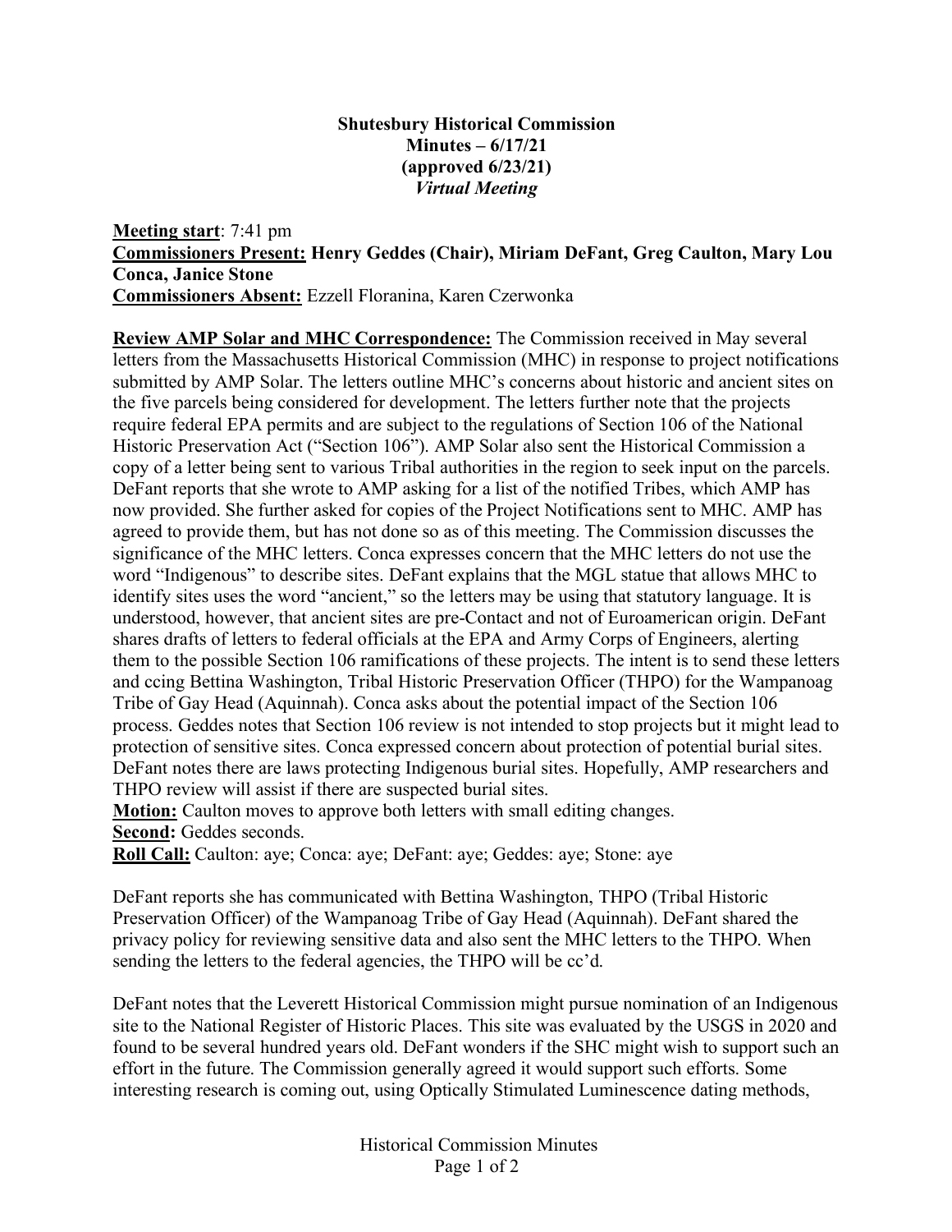**Shutesbury Historical Commission**
**Minutes – 6/17/21**
**(approved 6/23/21)**
***Virtual Meeting***

**Meeting start**: 7:41 pm
**Commissioners Present: Henry Geddes (Chair), Miriam DeFant, Greg Caulton, Mary Lou Conca, Janice Stone**
**Commissioners Absent:** Ezzell Floranina, Karen Czerwonka

**Review AMP Solar and MHC Correspondence:** The Commission received in May several letters from the Massachusetts Historical Commission (MHC) in response to project notifications submitted by AMP Solar. The letters outline MHC's concerns about historic and ancient sites on the five parcels being considered for development. The letters further note that the projects require federal EPA permits and are subject to the regulations of Section 106 of the National Historic Preservation Act ("Section 106"). AMP Solar also sent the Historical Commission a copy of a letter being sent to various Tribal authorities in the region to seek input on the parcels. DeFant reports that she wrote to AMP asking for a list of the notified Tribes, which AMP has now provided. She further asked for copies of the Project Notifications sent to MHC. AMP has agreed to provide them, but has not done so as of this meeting. The Commission discusses the significance of the MHC letters. Conca expresses concern that the MHC letters do not use the word "Indigenous" to describe sites. DeFant explains that the MGL statue that allows MHC to identify sites uses the word "ancient," so the letters may be using that statutory language. It is understood, however, that ancient sites are pre-Contact and not of Euroamerican origin. DeFant shares drafts of letters to federal officials at the EPA and Army Corps of Engineers, alerting them to the possible Section 106 ramifications of these projects. The intent is to send these letters and ccing Bettina Washington, Tribal Historic Preservation Officer (THPO) for the Wampanoag Tribe of Gay Head (Aquinnah). Conca asks about the potential impact of the Section 106 process. Geddes notes that Section 106 review is not intended to stop projects but it might lead to protection of sensitive sites. Conca expressed concern about protection of potential burial sites. DeFant notes there are laws protecting Indigenous burial sites. Hopefully, AMP researchers and THPO review will assist if there are suspected burial sites.
**Motion:** Caulton moves to approve both letters with small editing changes.
**Second:** Geddes seconds.
**Roll Call:** Caulton: aye; Conca: aye; DeFant: aye; Geddes: aye; Stone: aye

DeFant reports she has communicated with Bettina Washington, THPO (Tribal Historic Preservation Officer) of the Wampanoag Tribe of Gay Head (Aquinnah). DeFant shared the privacy policy for reviewing sensitive data and also sent the MHC letters to the THPO. When sending the letters to the federal agencies, the THPO will be cc'd.

DeFant notes that the Leverett Historical Commission might pursue nomination of an Indigenous site to the National Register of Historic Places. This site was evaluated by the USGS in 2020 and found to be several hundred years old. DeFant wonders if the SHC might wish to support such an effort in the future. The Commission generally agreed it would support such efforts. Some interesting research is coming out, using Optically Stimulated Luminescence dating methods,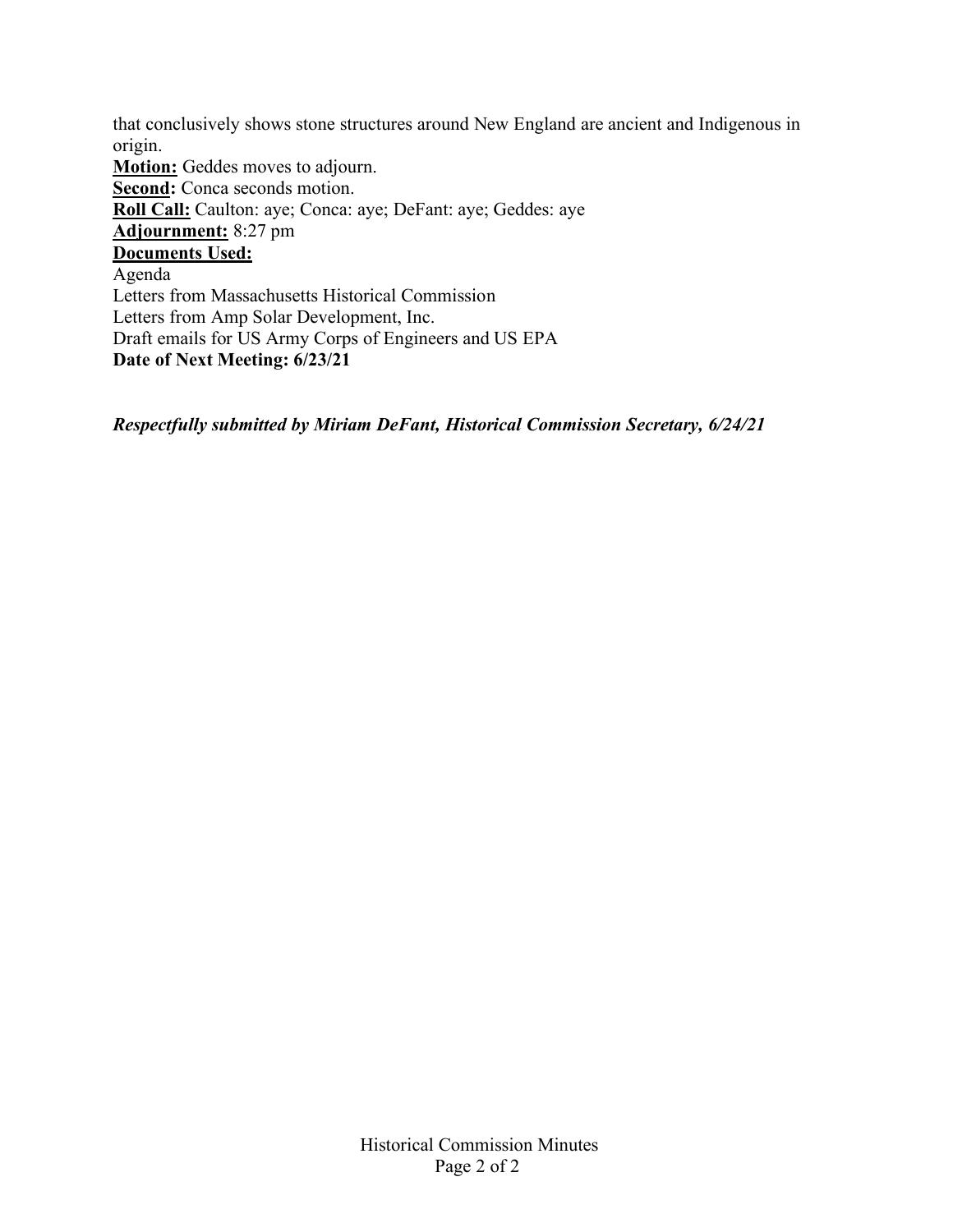that conclusively shows stone structures around New England are ancient and Indigenous in origin.

**Motion:** Geddes moves to adjourn.

**Second:** Conca seconds motion.

**Roll Call:** Caulton: aye; Conca: aye; DeFant: aye; Geddes: aye

**Adjournment:** 8:27 pm

**Documents Used:**

Agenda

Letters from Massachusetts Historical Commission

Letters from Amp Solar Development, Inc.

Draft emails for US Army Corps of Engineers and US EPA

**Date of Next Meeting: 6/23/21**

***Respectfully submitted by Miriam DeFant, Historical Commission Secretary, 6/24/21***